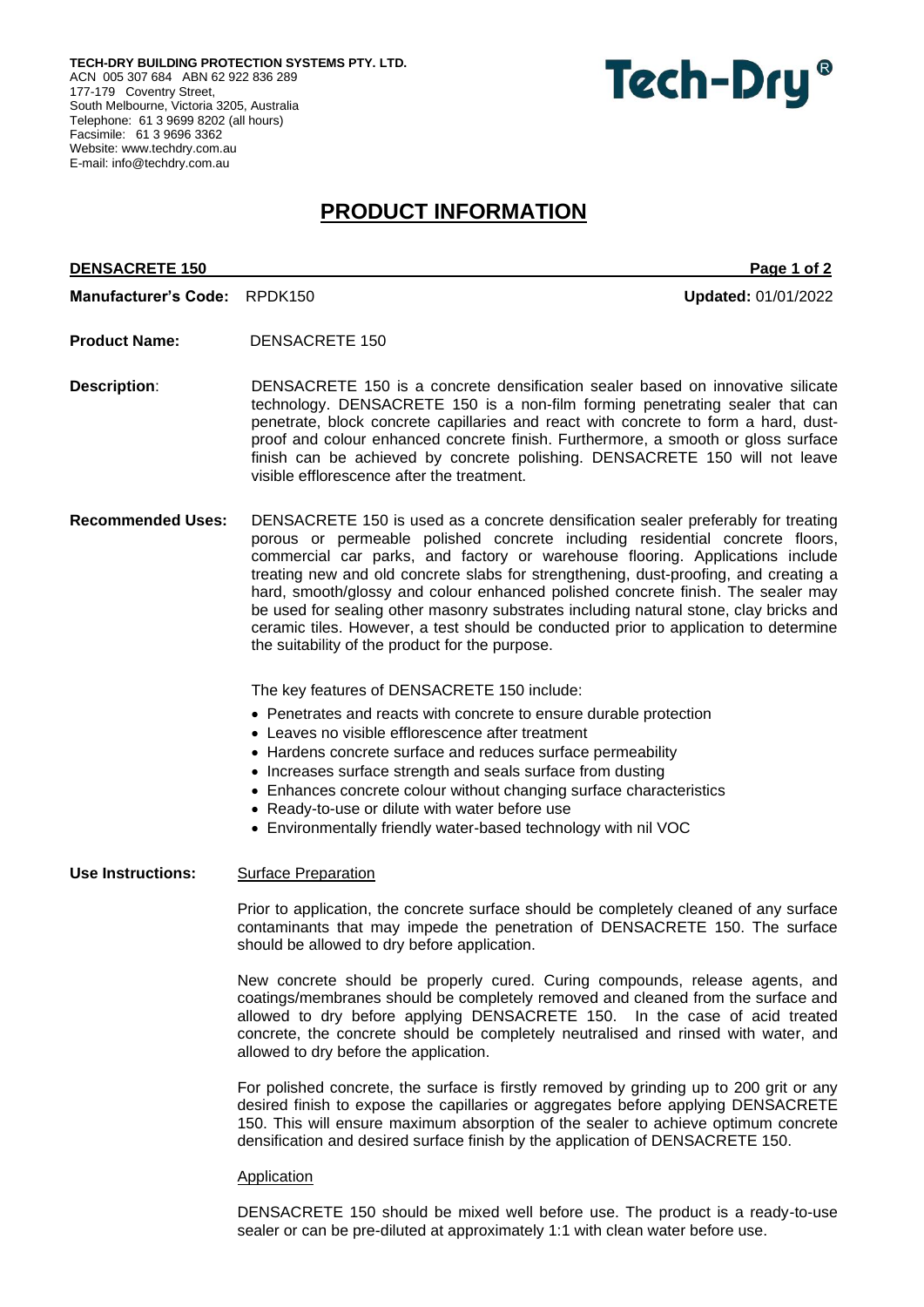**TECH-DRY BUILDING PROTECTION SYSTEMS PTY. LTD.**
ACN 005 307 684 ABN 62 922 836 289
177-179 Coventry Street,
South Melbourne, Victoria 3205, Australia
Telephone: 61 3 9699 8202 (all hours)
Facsimile: 61 3 9696 3362
Website: www.techdry.com.au
E-mail: info@techdry.com.au

Tech-Dry®

# PRODUCT INFORMATION

**DENSACRETE 150**

**Manufacturer's Code:** RPDK150 **Updated:** 01/01/2022

**Product Name:** DENSACRETE 150

**Description**: DENSACRETE 150 is a concrete densification sealer based on innovative silicate technology. DENSACRETE 150 is a non-film forming penetrating sealer that can penetrate, block concrete capillaries and react with concrete to form a hard, dust-proof and colour enhanced concrete finish. Furthermore, a smooth or gloss surface finish can be achieved by concrete polishing. DENSACRETE 150 will not leave visible efflorescence after the treatment.

**Recommended Uses:** DENSACRETE 150 is used as a concrete densification sealer preferably for treating porous or permeable polished concrete including residential concrete floors, commercial car parks, and factory or warehouse flooring. Applications include treating new and old concrete slabs for strengthening, dust-proofing, and creating a hard, smooth/glossy and colour enhanced polished concrete finish. The sealer may be used for sealing other masonry substrates including natural stone, clay bricks and ceramic tiles. However, a test should be conducted prior to application to determine the suitability of the product for the purpose.

The key features of DENSACRETE 150 include:

- Penetrates and reacts with concrete to ensure durable protection
- Leaves no visible efflorescence after treatment
- Hardens concrete surface and reduces surface permeability
- Increases surface strength and seals surface from dusting
- Enhances concrete colour without changing surface characteristics
- Ready-to-use or dilute with water before use
- Environmentally friendly water-based technology with nil VOC

**Use Instructions:** Surface Preparation

Prior to application, the concrete surface should be completely cleaned of any surface contaminants that may impede the penetration of DENSACRETE 150. The surface should be allowed to dry before application.

New concrete should be properly cured. Curing compounds, release agents, and coatings/membranes should be completely removed and cleaned from the surface and allowed to dry before applying DENSACRETE 150. In the case of acid treated concrete, the concrete should be completely neutralised and rinsed with water, and allowed to dry before the application.

For polished concrete, the surface is firstly removed by grinding up to 200 grit or any desired finish to expose the capillaries or aggregates before applying DENSACRETE 150. This will ensure maximum absorption of the sealer to achieve optimum concrete densification and desired surface finish by the application of DENSACRETE 150.

Application

DENSACRETE 150 should be mixed well before use. The product is a ready-to-use sealer or can be pre-diluted at approximately 1:1 with clean water before use.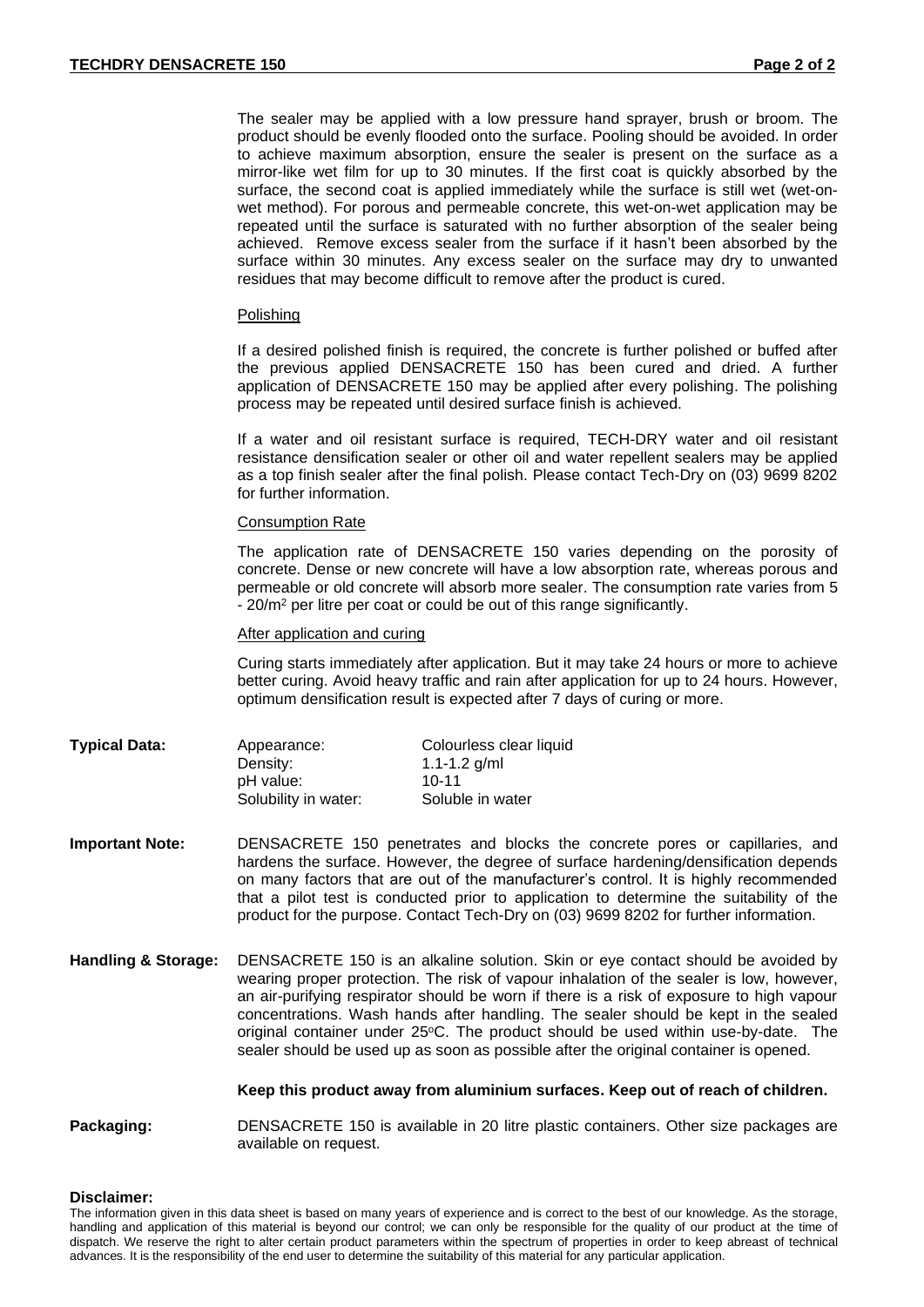The sealer may be applied with a low pressure hand sprayer, brush or broom. The product should be evenly flooded onto the surface. Pooling should be avoided. In order to achieve maximum absorption, ensure the sealer is present on the surface as a mirror-like wet film for up to 30 minutes. If the first coat is quickly absorbed by the surface, the second coat is applied immediately while the surface is still wet (wet-on-wet method). For porous and permeable concrete, this wet-on-wet application may be repeated until the surface is saturated with no further absorption of the sealer being achieved. Remove excess sealer from the surface if it hasn't been absorbed by the surface within 30 minutes. Any excess sealer on the surface may dry to unwanted residues that may become difficult to remove after the product is cured.

### Polishing

If a desired polished finish is required, the concrete is further polished or buffed after the previous applied DENSACRETE 150 has been cured and dried. A further application of DENSACRETE 150 may be applied after every polishing. The polishing process may be repeated until desired surface finish is achieved.

If a water and oil resistant surface is required, TECH-DRY water and oil resistant resistance densification sealer or other oil and water repellent sealers may be applied as a top finish sealer after the final polish. Please contact Tech-Dry on (03) 9699 8202 for further information.

### Consumption Rate

The application rate of DENSACRETE 150 varies depending on the porosity of concrete. Dense or new concrete will have a low absorption rate, whereas porous and permeable or old concrete will absorb more sealer. The consumption rate varies from 5 - 20/$m^2$ per litre per coat or could be out of this range significantly.

### After application and curing

Curing starts immediately after application. But it may take 24 hours or more to achieve better curing. Avoid heavy traffic and rain after application for up to 24 hours. However, optimum densification result is expected after 7 days of curing or more.

**Typical Data:**

| | |
|---|---|
| Appearance: | Colourless clear liquid |
| Density: | 1.1-1.2 g/ml |
| pH value: | 10-11 |
| Solubility in water: | Soluble in water |

**Important Note:** DENSACRETE 150 penetrates and blocks the concrete pores or capillaries, and hardens the surface. However, the degree of surface hardening/densification depends on many factors that are out of the manufacturer's control. It is highly recommended that a pilot test is conducted prior to application to determine the suitability of the product for the purpose. Contact Tech-Dry on (03) 9699 8202 for further information.

**Handling & Storage:** DENSACRETE 150 is an alkaline solution. Skin or eye contact should be avoided by wearing proper protection. The risk of vapour inhalation of the sealer is low, however, an air-purifying respirator should be worn if there is a risk of exposure to high vapour concentrations. Wash hands after handling. The sealer should be kept in the sealed original container under 25°C. The product should be used within use-by-date. The sealer should be used up as soon as possible after the original container is opened.

**Keep this product away from aluminium surfaces. Keep out of reach of children.**

**Packaging:** DENSACRETE 150 is available in 20 litre plastic containers. Other size packages are available on request.

**Disclaimer:**

The information given in this data sheet is based on many years of experience and is correct to the best of our knowledge. As the storage, handling and application of this material is beyond our control; we can only be responsible for the quality of our product at the time of dispatch. We reserve the right to alter certain product parameters within the spectrum of properties in order to keep abreast of technical advances. It is the responsibility of the end user to determine the suitability of this material for any particular application.